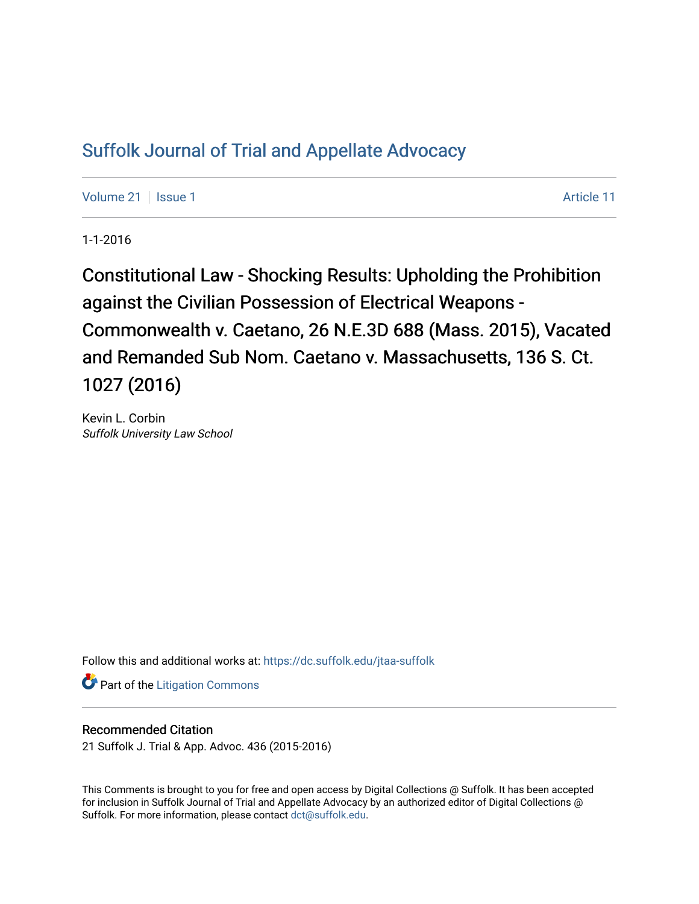# Suffolk Journal of Trial and Appellate Advocacy

Volume 21 | Issue 1 Article 11

1-1-2016

## Constitutional Law - Shocking Results: Upholding the Prohibition against the Civilian Possession of Electrical Weapons - Commonwealth v. Caetano, 26 N.E.3D 688 (Mass. 2015), Vacated and Remanded Sub Nom. Caetano v. Massachusetts, 136 S. Ct. 1027 (2016)

Kevin L. Corbin
*Suffolk University Law School*

Follow this and additional works at: https://dc.suffolk.edu/jtaa-suffolk

Part of the Litigation Commons

### Recommended Citation

21 Suffolk J. Trial & App. Advoc. 436 (2015-2016)

This Comments is brought to you for free and open access by Digital Collections @ Suffolk. It has been accepted for inclusion in Suffolk Journal of Trial and Appellate Advocacy by an authorized editor of Digital Collections @ Suffolk. For more information, please contact dct@suffolk.edu.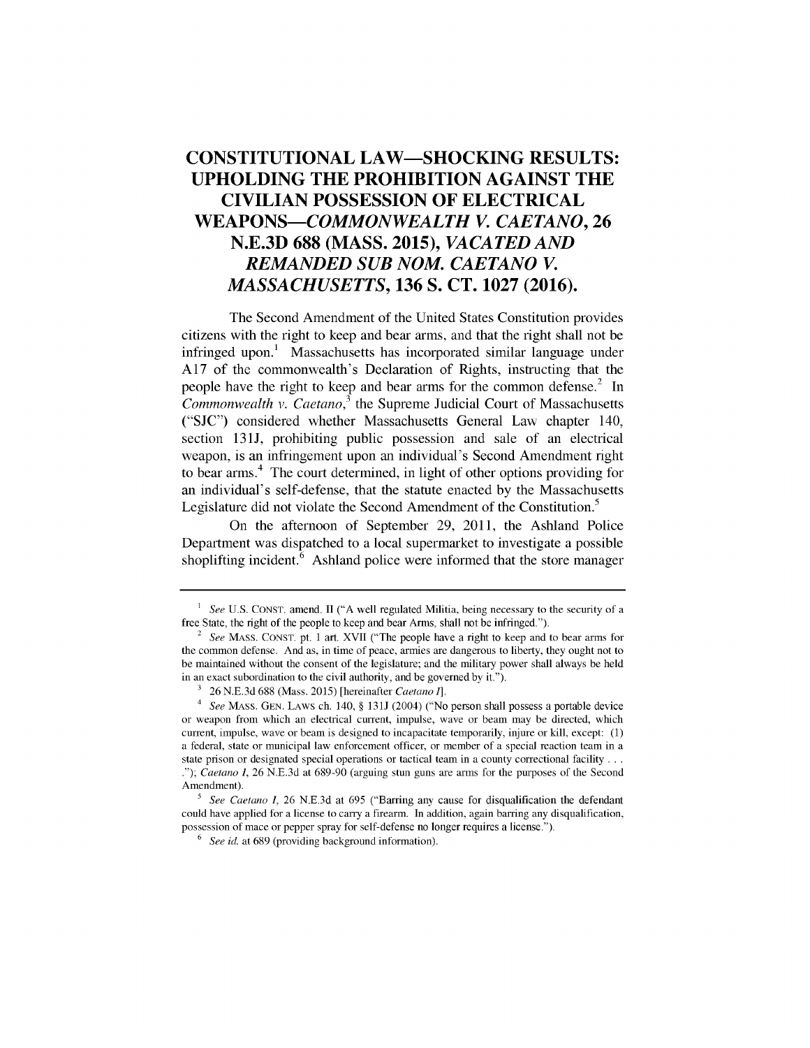# CONSTITUTIONAL LAW—SHOCKING RESULTS: UPHOLDING THE PROHIBITION AGAINST THE CIVILIAN POSSESSION OF ELECTRICAL WEAPONS—*COMMONWEALTH V. CAETANO*, 26 N.E.3D 688 (MASS. 2015), *VACATED AND REMANDED SUB NOM. CAETANO V. MASSACHUSETTS*, 136 S. CT. 1027 (2016).

The Second Amendment of the United States Constitution provides citizens with the right to keep and bear arms, and that the right shall not be infringed upon.[1] Massachusetts has incorporated similar language under A17 of the commonwealth's Declaration of Rights, instructing that the people have the right to keep and bear arms for the common defense.[2] In *Commonwealth v. Caetano*,[3] the Supreme Judicial Court of Massachusetts ("SJC") considered whether Massachusetts General Law chapter 140, section 131J, prohibiting public possession and sale of an electrical weapon, is an infringement upon an individual's Second Amendment right to bear arms.[4] The court determined, in light of other options providing for an individual's self-defense, that the statute enacted by the Massachusetts Legislature did not violate the Second Amendment of the Constitution.[5]

On the afternoon of September 29, 2011, the Ashland Police Department was dispatched to a local supermarket to investigate a possible shoplifting incident.[6] Ashland police were informed that the store manager

---

[1] *See* U.S. CONST. amend. II ("A well regulated Militia, being necessary to the security of a free State, the right of the people to keep and bear Arms, shall not be infringed.").

[2] *See* MASS. CONST. pt. 1 art. XVII ("The people have a right to keep and to bear arms for the common defense. And as, in time of peace, armies are dangerous to liberty, they ought not to be maintained without the consent of the legislature; and the military power shall always be held in an exact subordination to the civil authority, and be governed by it.").

[3] 26 N.E.3d 688 (Mass. 2015) [hereinafter *Caetano I*].

[4] *See* MASS. GEN. LAWS ch. 140, § 131J (2004) ("No person shall possess a portable device or weapon from which an electrical current, impulse, wave or beam may be directed, which current, impulse, wave or beam is designed to incapacitate temporarily, injure or kill, except: (1) a federal, state or municipal law enforcement officer, or member of a special reaction team in a state prison or designated special operations or tactical team in a county correctional facility . . . ."); *Caetano I*, 26 N.E.3d at 689-90 (arguing stun guns are arms for the purposes of the Second Amendment).

[5] *See Caetano I*, 26 N.E.3d at 695 ("Barring any cause for disqualification the defendant could have applied for a license to carry a firearm. In addition, again barring any disqualification, possession of mace or pepper spray for self-defense no longer requires a license.").

[6] *See id.* at 689 (providing background information).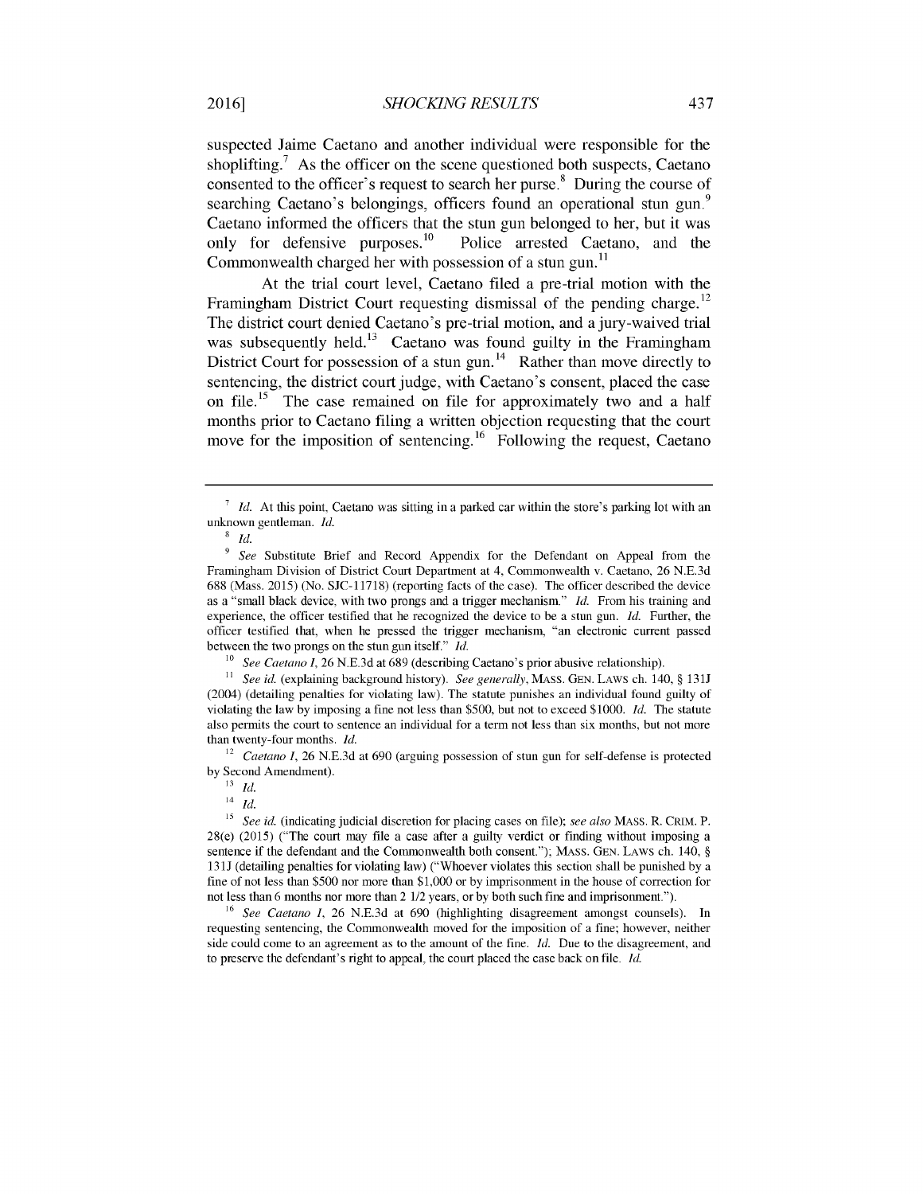suspected Jaime Caetano and another individual were responsible for the shoplifting.[7] As the officer on the scene questioned both suspects, Caetano consented to the officer's request to search her purse.[8] During the course of searching Caetano's belongings, officers found an operational stun gun.[9] Caetano informed the officers that the stun gun belonged to her, but it was only for defensive purposes.[10] Police arrested Caetano, and the Commonwealth charged her with possession of a stun gun.[11]

At the trial court level, Caetano filed a pre-trial motion with the Framingham District Court requesting dismissal of the pending charge.[12] The district court denied Caetano's pre-trial motion, and a jury-waived trial was subsequently held.[13] Caetano was found guilty in the Framingham District Court for possession of a stun gun.[14] Rather than move directly to sentencing, the district court judge, with Caetano's consent, placed the case on file.[15] The case remained on file for approximately two and a half months prior to Caetano filing a written objection requesting that the court move for the imposition of sentencing.[16] Following the request, Caetano

---

[7] *Id.* At this point, Caetano was sitting in a parked car within the store's parking lot with an unknown gentleman. *Id.*

[8] *Id.*

[9] *See* Substitute Brief and Record Appendix for the Defendant on Appeal from the Framingham Division of District Court Department at 4, Commonwealth v. Caetano, 26 N.E.3d 688 (Mass. 2015) (No. SJC-11718) (reporting facts of the case). The officer described the device as a "small black device, with two prongs and a trigger mechanism." *Id.* From his training and experience, the officer testified that he recognized the device to be a stun gun. *Id.* Further, the officer testified that, when he pressed the trigger mechanism, "an electronic current passed between the two prongs on the stun gun itself." *Id.*

[10] *See Caetano I*, 26 N.E.3d at 689 (describing Caetano's prior abusive relationship).

[11] *See id.* (explaining background history). *See generally*, MASS. GEN. LAWS ch. 140, § 131J (2004) (detailing penalties for violating law). The statute punishes an individual found guilty of violating the law by imposing a fine not less than $500, but not to exceed $1000. *Id.* The statute also permits the court to sentence an individual for a term not less than six months, but not more than twenty-four months. *Id.*

[12] *Caetano I*, 26 N.E.3d at 690 (arguing possession of stun gun for self-defense is protected by Second Amendment).

[13] *Id.*

[14] *Id.*

[15] *See id.* (indicating judicial discretion for placing cases on file); *see also* MASS. R. CRIM. P. 28(e) (2015) ("The court may file a case after a guilty verdict or finding without imposing a sentence if the defendant and the Commonwealth both consent."); MASS. GEN. LAWS ch. 140, § 131J (detailing penalties for violating law) ("Whoever violates this section shall be punished by a fine of not less than $500 nor more than $1,000 or by imprisonment in the house of correction for not less than 6 months nor more than 2 1/2 years, or by both such fine and imprisonment.").

[16] *See Caetano I*, 26 N.E.3d at 690 (highlighting disagreement amongst counsels). In requesting sentencing, the Commonwealth moved for the imposition of a fine; however, neither side could come to an agreement as to the amount of the fine. *Id.* Due to the disagreement, and to preserve the defendant's right to appeal, the court placed the case back on file. *Id.*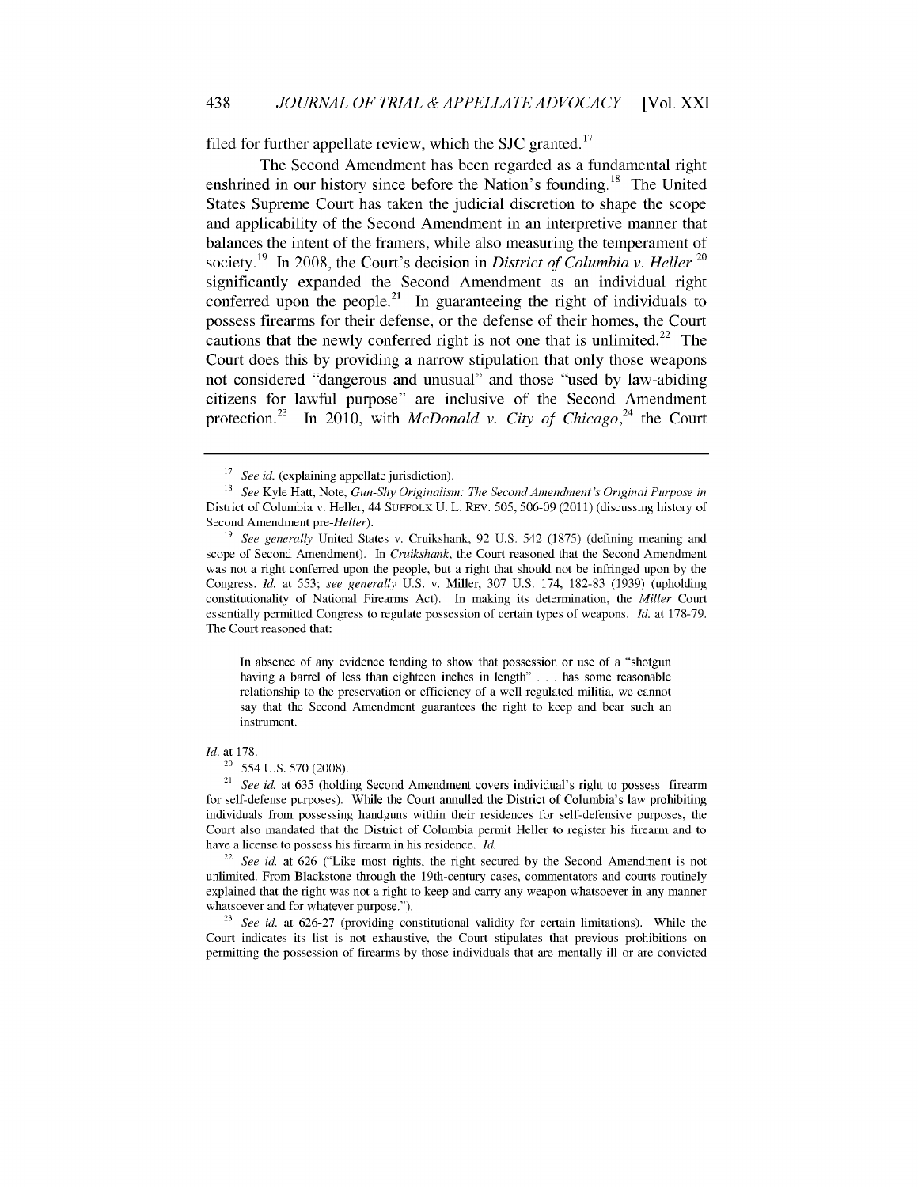filed for further appellate review, which the SJC granted.[17]

The Second Amendment has been regarded as a fundamental right enshrined in our history since before the Nation's founding.[18] The United States Supreme Court has taken the judicial discretion to shape the scope and applicability of the Second Amendment in an interpretive manner that balances the intent of the framers, while also measuring the temperament of society.[19] In 2008, the Court's decision in *District of Columbia v. Heller*[20] significantly expanded the Second Amendment as an individual right conferred upon the people.[21] In guaranteeing the right of individuals to possess firearms for their defense, or the defense of their homes, the Court cautions that the newly conferred right is not one that is unlimited.[22] The Court does this by providing a narrow stipulation that only those weapons not considered "dangerous and unusual" and those "used by law-abiding citizens for lawful purpose" are inclusive of the Second Amendment protection.[23] In 2010, with *McDonald v. City of Chicago*,[24] the Court

---

[17] *See id.* (explaining appellate jurisdiction).

[18] *See* Kyle Hatt, Note, *Gun-Shy Originalism: The Second Amendment's Original Purpose in* District of Columbia v. Heller, 44 SUFFOLK U. L. REV. 505, 506-09 (2011) (discussing history of Second Amendment pre-*Heller*).

[19] *See generally* United States v. Cruikshank, 92 U.S. 542 (1875) (defining meaning and scope of Second Amendment). In *Cruikshank*, the Court reasoned that the Second Amendment was not a right conferred upon the people, but a right that should not be infringed upon by the Congress. *Id.* at 553; *see generally* U.S. v. Miller, 307 U.S. 174, 182-83 (1939) (upholding constitutionality of National Firearms Act). In making its determination, the *Miller* Court essentially permitted Congress to regulate possession of certain types of weapons. *Id.* at 178-79. The Court reasoned that:

> In absence of any evidence tending to show that possession or use of a "shotgun having a barrel of less than eighteen inches in length" . . . has some reasonable relationship to the preservation or efficiency of a well regulated militia, we cannot say that the Second Amendment guarantees the right to keep and bear such an instrument.

*Id.* at 178.

[20] 554 U.S. 570 (2008).

[21] *See id.* at 635 (holding Second Amendment covers individual's right to possess firearm for self-defense purposes). While the Court annulled the District of Columbia's law prohibiting individuals from possessing handguns within their residences for self-defensive purposes, the Court also mandated that the District of Columbia permit Heller to register his firearm and to have a license to possess his firearm in his residence. *Id.*

[22] *See id.* at 626 ("Like most rights, the right secured by the Second Amendment is not unlimited. From Blackstone through the 19th-century cases, commentators and courts routinely explained that the right was not a right to keep and carry any weapon whatsoever in any manner whatsoever and for whatever purpose.").

[23] *See id.* at 626-27 (providing constitutional validity for certain limitations). While the Court indicates its list is not exhaustive, the Court stipulates that previous prohibitions on permitting the possession of firearms by those individuals that are mentally ill or are convicted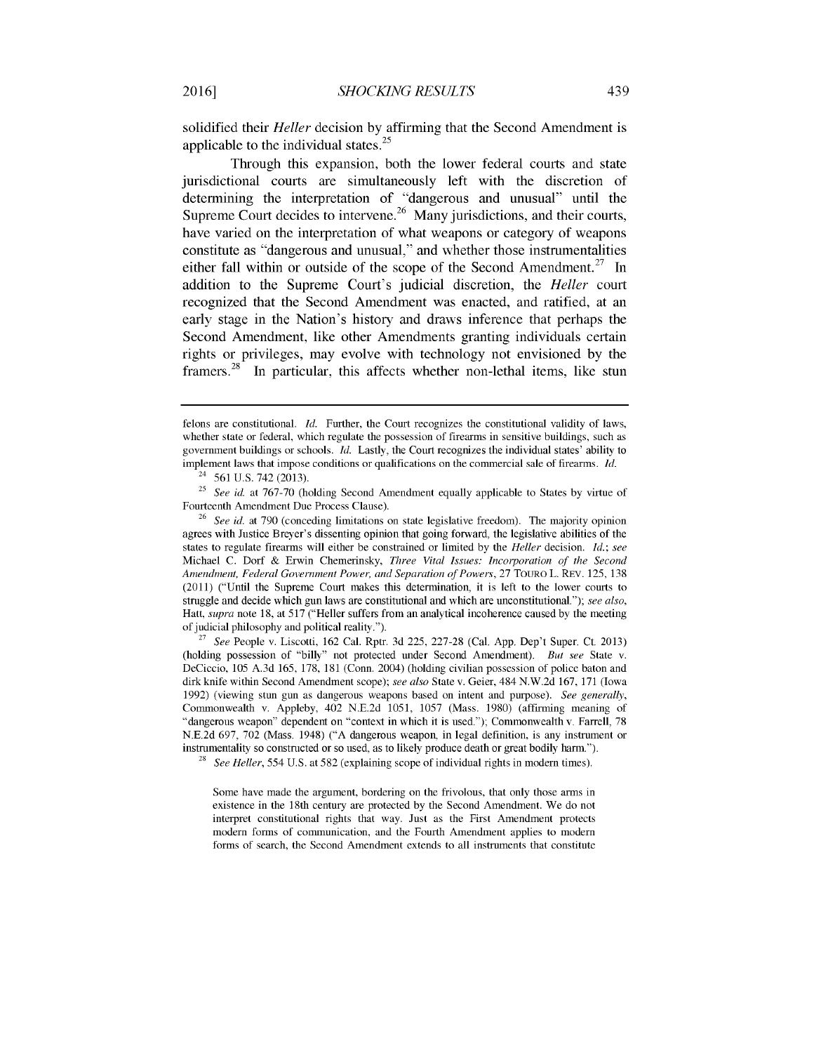solidified their *Heller* decision by affirming that the Second Amendment is applicable to the individual states.[25]

Through this expansion, both the lower federal courts and state jurisdictional courts are simultaneously left with the discretion of determining the interpretation of "dangerous and unusual" until the Supreme Court decides to intervene.[26] Many jurisdictions, and their courts, have varied on the interpretation of what weapons or category of weapons constitute as "dangerous and unusual," and whether those instrumentalities either fall within or outside of the scope of the Second Amendment.[27] In addition to the Supreme Court's judicial discretion, the *Heller* court recognized that the Second Amendment was enacted, and ratified, at an early stage in the Nation's history and draws inference that perhaps the Second Amendment, like other Amendments granting individuals certain rights or privileges, may evolve with technology not envisioned by the framers.[28] In particular, this affects whether non-lethal items, like stun

---

felons are constitutional. *Id.* Further, the Court recognizes the constitutional validity of laws, whether state or federal, which regulate the possession of firearms in sensitive buildings, such as government buildings or schools. *Id.* Lastly, the Court recognizes the individual states' ability to implement laws that impose conditions or qualifications on the commercial sale of firearms. *Id.*

[24] 561 U.S. 742 (2013).

[25] *See id.* at 767-70 (holding Second Amendment equally applicable to States by virtue of Fourteenth Amendment Due Process Clause).

[26] *See id.* at 790 (conceding limitations on state legislative freedom). The majority opinion agrees with Justice Breyer's dissenting opinion that going forward, the legislative abilities of the states to regulate firearms will either be constrained or limited by the *Heller* decision. *Id.*; *see* Michael C. Dorf & Erwin Chemerinsky, *Three Vital Issues: Incorporation of the Second Amendment, Federal Government Power, and Separation of Powers*, 27 TOURO L. REV. 125, 138 (2011) ("Until the Supreme Court makes this determination, it is left to the lower courts to struggle and decide which gun laws are constitutional and which are unconstitutional."); *see also*, Hatt, *supra* note 18, at 517 ("Heller suffers from an analytical incoherence caused by the meeting of judicial philosophy and political reality.").

[27] *See* People v. Liscotti, 162 Cal. Rptr. 3d 225, 227-28 (Cal. App. Dep't Super. Ct. 2013) (holding possession of "billy" not protected under Second Amendment). *But see* State v. DeCiccio, 105 A.3d 165, 178, 181 (Conn. 2004) (holding civilian possession of police baton and dirk knife within Second Amendment scope); *see also* State v. Geier, 484 N.W.2d 167, 171 (Iowa 1992) (viewing stun gun as dangerous weapons based on intent and purpose). *See generally*, Commonwealth v. Appleby, 402 N.E.2d 1051, 1057 (Mass. 1980) (affirming meaning of "dangerous weapon" dependent on "context in which it is used."); Commonwealth v. Farrell, 78 N.E.2d 697, 702 (Mass. 1948) ("A dangerous weapon, in legal definition, is any instrument or instrumentality so constructed or so used, as to likely produce death or great bodily harm.").

[28] *See Heller*, 554 U.S. at 582 (explaining scope of individual rights in modern times).

> Some have made the argument, bordering on the frivolous, that only those arms in existence in the 18th century are protected by the Second Amendment. We do not interpret constitutional rights that way. Just as the First Amendment protects modern forms of communication, and the Fourth Amendment applies to modern forms of search, the Second Amendment extends to all instruments that constitute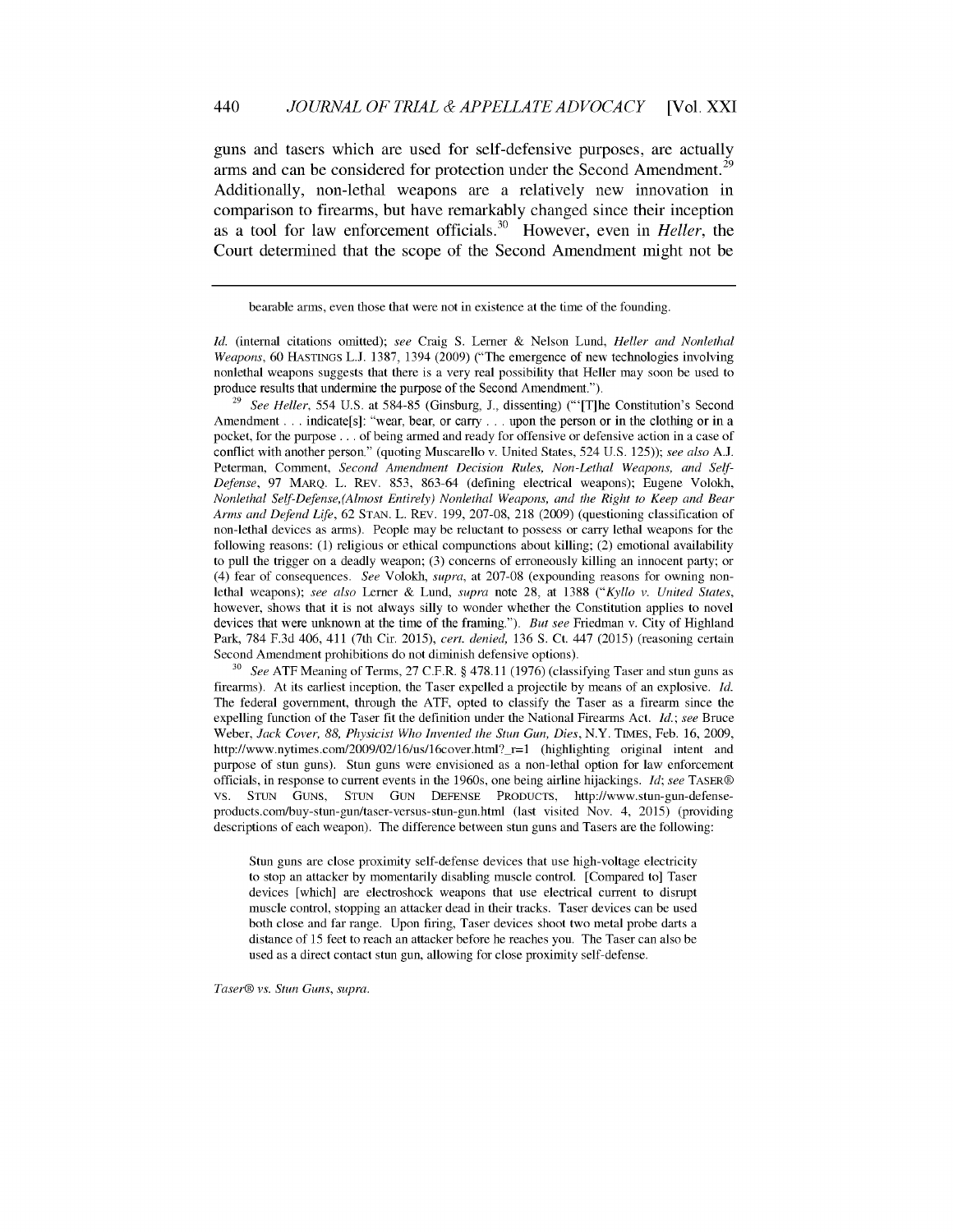guns and tasers which are used for self-defensive purposes, are actually arms and can be considered for protection under the Second Amendment.[29] Additionally, non-lethal weapons are a relatively new innovation in comparison to firearms, but have remarkably changed since their inception as a tool for law enforcement officials.[30] However, even in *Heller*, the Court determined that the scope of the Second Amendment might not be

---

bearable arms, even those that were not in existence at the time of the founding.

*Id.* (internal citations omitted); *see* Craig S. Lerner & Nelson Lund, *Heller and Nonlethal Weapons*, 60 HASTINGS L.J. 1387, 1394 (2009) ("The emergence of new technologies involving nonlethal weapons suggests that there is a very real possibility that Heller may soon be used to produce results that undermine the purpose of the Second Amendment.").

[29] *See Heller*, 554 U.S. at 584-85 (Ginsburg, J., dissenting) ("'[T]he Constitution's Second Amendment . . . indicate[s]: "wear, bear, or carry . . . upon the person or in the clothing or in a pocket, for the purpose . . . of being armed and ready for offensive or defensive action in a case of conflict with another person." (quoting Muscarello v. United States, 524 U.S. 125)); *see also* A.J. Peterman, Comment, *Second Amendment Decision Rules, Non-Lethal Weapons, and Self-Defense*, 97 MARQ. L. REV. 853, 863-64 (defining electrical weapons); Eugene Volokh, *Nonlethal Self-Defense,(Almost Entirely) Nonlethal Weapons, and the Right to Keep and Bear Arms and Defend Life*, 62 STAN. L. REV. 199, 207-08, 218 (2009) (questioning classification of non-lethal devices as arms). People may be reluctant to possess or carry lethal weapons for the following reasons: (1) religious or ethical compunctions about killing; (2) emotional availability to pull the trigger on a deadly weapon; (3) concerns of erroneously killing an innocent party; or (4) fear of consequences. *See* Volokh, *supra*, at 207-08 (expounding reasons for owning non-lethal weapons); *see also* Lerner & Lund, *supra* note 28, at 1388 ("*Kyllo v. United States*, however, shows that it is not always silly to wonder whether the Constitution applies to novel devices that were unknown at the time of the framing."). *But see* Friedman v. City of Highland Park, 784 F.3d 406, 411 (7th Cir. 2015), *cert. denied*, 136 S. Ct. 447 (2015) (reasoning certain Second Amendment prohibitions do not diminish defensive options).

[30] *See* ATF Meaning of Terms, 27 C.F.R. § 478.11 (1976) (classifying Taser and stun guns as firearms). At its earliest inception, the Taser expelled a projectile by means of an explosive. *Id.* The federal government, through the ATF, opted to classify the Taser as a firearm since the expelling function of the Taser fit the definition under the National Firearms Act. *Id.*; *see* Bruce Weber, *Jack Cover, 88, Physicist Who Invented the Stun Gun, Dies*, N.Y. TIMES, Feb. 16, 2009, http://www.nytimes.com/2009/02/16/us/16cover.html?_r=1 (highlighting original intent and purpose of stun guns). Stun guns were envisioned as a non-lethal option for law enforcement officials, in response to current events in the 1960s, one being airline hijackings. *Id*; *see* TASER® VS. STUN GUNS, STUN GUN DEFENSE PRODUCTS, http://www.stun-gun-defense-products.com/buy-stun-gun/taser-versus-stun-gun.html (last visited Nov. 4, 2015) (providing descriptions of each weapon). The difference between stun guns and Tasers are the following:

> Stun guns are close proximity self-defense devices that use high-voltage electricity to stop an attacker by momentarily disabling muscle control. [Compared to] Taser devices [which] are electroshock weapons that use electrical current to disrupt muscle control, stopping an attacker dead in their tracks. Taser devices can be used both close and far range. Upon firing, Taser devices shoot two metal probe darts a distance of 15 feet to reach an attacker before he reaches you. The Taser can also be used as a direct contact stun gun, allowing for close proximity self-defense.

*Taser® vs. Stun Guns*, *supra*.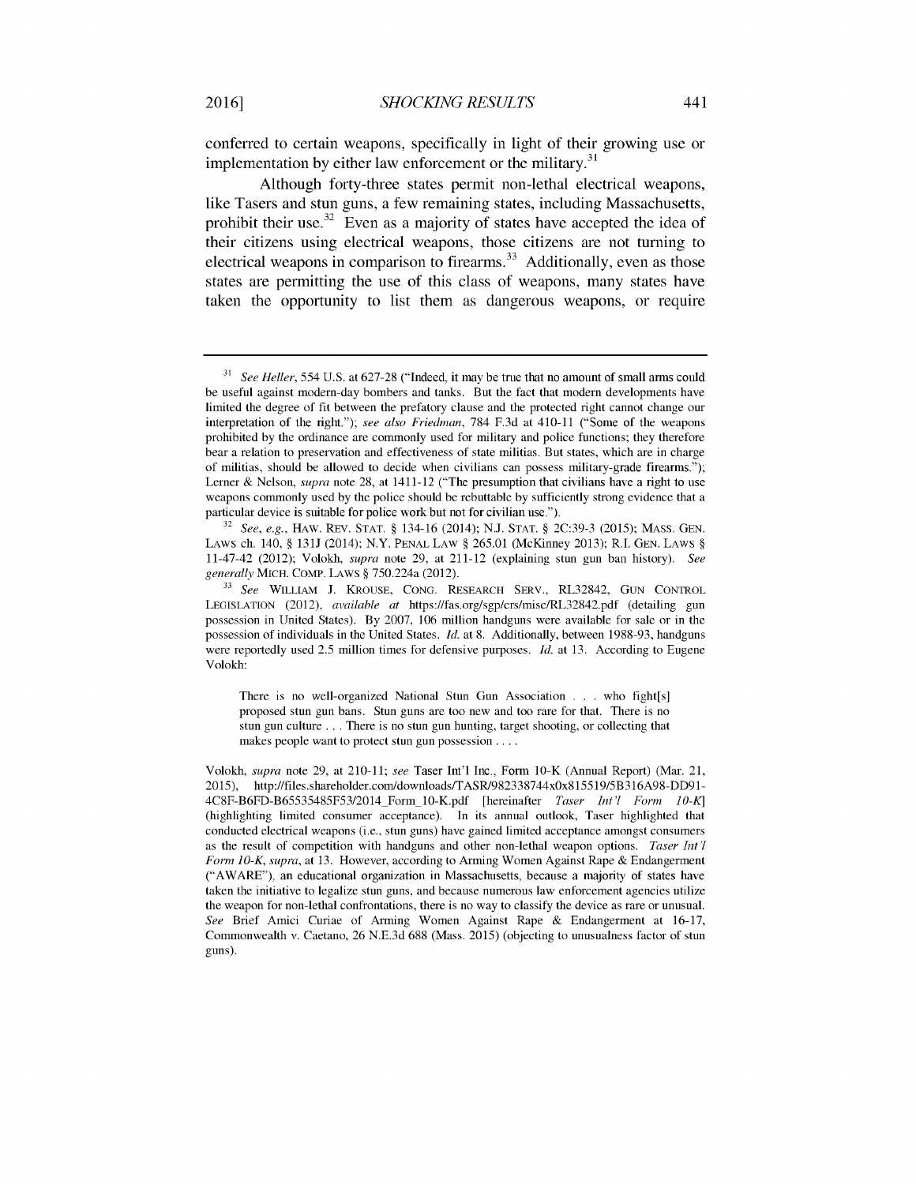conferred to certain weapons, specifically in light of their growing use or implementation by either law enforcement or the military.[31]

Although forty-three states permit non-lethal electrical weapons, like Tasers and stun guns, a few remaining states, including Massachusetts, prohibit their use.[32] Even as a majority of states have accepted the idea of their citizens using electrical weapons, those citizens are not turning to electrical weapons in comparison to firearms.[33] Additionally, even as those states are permitting the use of this class of weapons, many states have taken the opportunity to list them as dangerous weapons, or require

---

[31] *See Heller*, 554 U.S. at 627-28 ("Indeed, it may be true that no amount of small arms could be useful against modern-day bombers and tanks. But the fact that modern developments have limited the degree of fit between the prefatory clause and the protected right cannot change our interpretation of the right."); *see also Friedman*, 784 F.3d at 410-11 ("Some of the weapons prohibited by the ordinance are commonly used for military and police functions; they therefore bear a relation to preservation and effectiveness of state militias. But states, which are in charge of militias, should be allowed to decide when civilians can possess military-grade firearms."); Lerner & Nelson, *supra* note 28, at 1411-12 ("The presumption that civilians have a right to use weapons commonly used by the police should be rebuttable by sufficiently strong evidence that a particular device is suitable for police work but not for civilian use.").

[32] *See, e.g.*, HAW. REV. STAT. § 134-16 (2014); N.J. STAT. § 2C:39-3 (2015); MASS. GEN. LAWS ch. 140, § 131J (2014); N.Y. PENAL LAW § 265.01 (McKinney 2013); R.I. GEN. LAWS § 11-47-42 (2012); Volokh, *supra* note 29, at 211-12 (explaining stun gun ban history). *See generally* MICH. COMP. LAWS § 750.224a (2012).

[33] *See* WILLIAM J. KROUSE, CONG. RESEARCH SERV., RL32842, GUN CONTROL LEGISLATION (2012), *available at* https://fas.org/sgp/crs/misc/RL32842.pdf (detailing gun possession in United States). By 2007, 106 million handguns were available for sale or in the possession of individuals in the United States. *Id.* at 8. Additionally, between 1988-93, handguns were reportedly used 2.5 million times for defensive purposes. *Id.* at 13. According to Eugene Volokh:

> There is no well-organized National Stun Gun Association . . . who fight[s] proposed stun gun bans. Stun guns are too new and too rare for that. There is no stun gun culture . . . There is no stun gun hunting, target shooting, or collecting that makes people want to protect stun gun possession . . . .

Volokh, *supra* note 29, at 210-11; *see* Taser Int'l Inc., Form 10-K (Annual Report) (Mar. 21, 2015), http://files.shareholder.com/downloads/TASR/982338744x0x815519/5B316A98-DD91-4C8F-B6FD-B65535485F53/2014_Form_10-K.pdf [hereinafter *Taser Int'l Form 10-K*] (highlighting limited consumer acceptance). In its annual outlook, Taser highlighted that conducted electrical weapons (i.e., stun guns) have gained limited acceptance amongst consumers as the result of competition with handguns and other non-lethal weapon options. *Taser Int'l Form 10-K*, *supra*, at 13. However, according to Arming Women Against Rape & Endangerment ("AWARE"), an educational organization in Massachusetts, because a majority of states have taken the initiative to legalize stun guns, and because numerous law enforcement agencies utilize the weapon for non-lethal confrontations, there is no way to classify the device as rare or unusual. *See* Brief Amici Curiae of Arming Women Against Rape & Endangerment at 16-17, Commonwealth v. Caetano, 26 N.E.3d 688 (Mass. 2015) (objecting to unusualness factor of stun guns).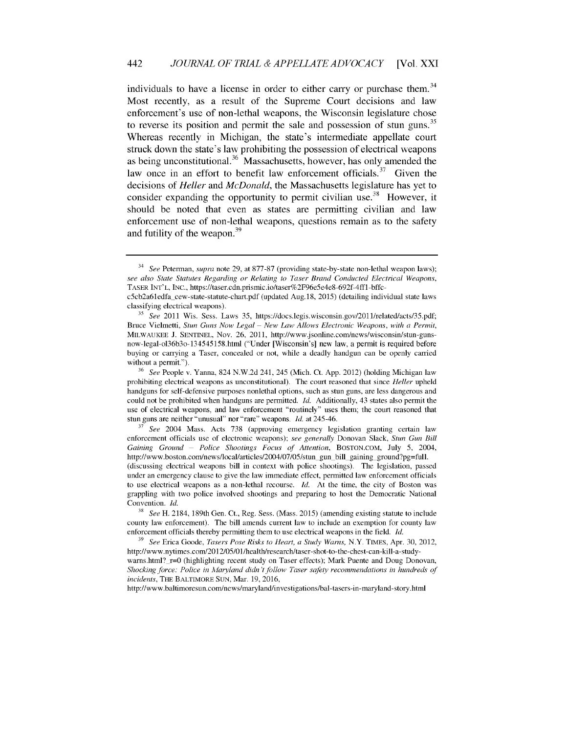individuals to have a license in order to either carry or purchase them.[34] Most recently, as a result of the Supreme Court decisions and law enforcement's use of non-lethal weapons, the Wisconsin legislature chose to reverse its position and permit the sale and possession of stun guns.[35] Whereas recently in Michigan, the state's intermediate appellate court struck down the state's law prohibiting the possession of electrical weapons as being unconstitutional.[36] Massachusetts, however, has only amended the law once in an effort to benefit law enforcement officials.[37] Given the decisions of *Heller* and *McDonald*, the Massachusetts legislature has yet to consider expanding the opportunity to permit civilian use.[38] However, it should be noted that even as states are permitting civilian and law enforcement use of non-lethal weapons, questions remain as to the safety and futility of the weapon.[39]

---

[34] *See* Peterman, *supra* note 29, at 877-87 (providing state-by-state non-lethal weapon laws); *see also State Statutes Regarding or Relating to Taser Brand Conducted Electrical Weapons*, TASER INT'L, INC., https://taser.cdn.prismic.io/taser%2F96e5e4e8-692f-4ff1-bffc-c5cb2a61edfa_cew-state-statute-chart.pdf (updated Aug.18, 2015) (detailing individual state laws classifying electrical weapons).

[35] *See* 2011 Wis. Sess. Laws 35, https://docs.legis.wisconsin.gov/2011/related/acts/35.pdf; Bruce Vielmetti, *Stun Guns Now Legal – New Law Allows Electronic Weapons, with a Permit*, MILWAUKEE J. SENTINEL, Nov. 26, 2011, http://www.jsonline.com/news/wisconsin/stun-guns-now-legal-ol36b3o-134545158.html ("Under [Wisconsin's] new law, a permit is required before buying or carrying a Taser, concealed or not, while a deadly handgun can be openly carried without a permit.").

[36] *See* People v. Yanna, 824 N.W.2d 241, 245 (Mich. Ct. App. 2012) (holding Michigan law prohibiting electrical weapons as unconstitutional). The court reasoned that since *Heller* upheld handguns for self-defensive purposes nonlethal options, such as stun guns, are less dangerous and could not be prohibited when handguns are permitted. *Id.* Additionally, 43 states also permit the use of electrical weapons, and law enforcement "routinely" uses them; the court reasoned that stun guns are neither "unusual" nor "rare" weapons. *Id.* at 245-46.

[37] *See* 2004 Mass. Acts 738 (approving emergency legislation granting certain law enforcement officials use of electronic weapons); *see generally* Donovan Slack, *Stun Gun Bill Gaining Ground – Police Shootings Focus of Attention*, BOSTON.COM, July 5, 2004, http://www.boston.com/news/local/articles/2004/07/05/stun_gun_bill_gaining_ground?pg=full. (discussing electrical weapons bill in context with police shootings). The legislation, passed under an emergency clause to give the law immediate effect, permitted law enforcement officials to use electrical weapons as a non-lethal recourse. *Id.* At the time, the city of Boston was grappling with two police involved shootings and preparing to host the Democratic National Convention. *Id.*

[38] *See* H. 2184, 189th Gen. Ct., Reg. Sess. (Mass. 2015) (amending existing statute to include county law enforcement). The bill amends current law to include an exemption for county law enforcement officials thereby permitting them to use electrical weapons in the field. *Id.*

[39] *See* Erica Goode, *Tasers Pose Risks to Heart, a Study Warns*, N.Y. TIMES, Apr. 30, 2012, http://www.nytimes.com/2012/05/01/health/research/taser-shot-to-the-chest-can-kill-a-study-warns.html?_r=0 (highlighting recent study on Taser effects); Mark Puente and Doug Donovan, *Shocking force: Police in Maryland didn't follow Taser safety recommendations in hundreds of incidents*, THE BALTIMORE SUN, Mar. 19, 2016, http://www.baltimoresun.com/news/maryland/investigations/bal-tasers-in-maryland-story.html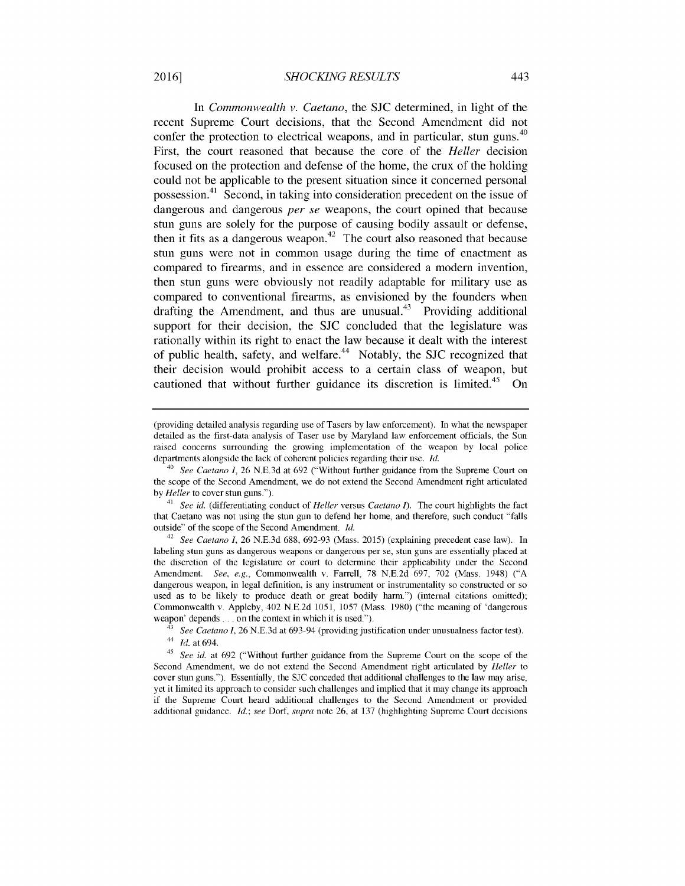In *Commonwealth v. Caetano*, the SJC determined, in light of the recent Supreme Court decisions, that the Second Amendment did not confer the protection to electrical weapons, and in particular, stun guns.[40] First, the court reasoned that because the core of the *Heller* decision focused on the protection and defense of the home, the crux of the holding could not be applicable to the present situation since it concerned personal possession.[41] Second, in taking into consideration precedent on the issue of dangerous and dangerous *per se* weapons, the court opined that because stun guns are solely for the purpose of causing bodily assault or defense, then it fits as a dangerous weapon.[42] The court also reasoned that because stun guns were not in common usage during the time of enactment as compared to firearms, and in essence are considered a modern invention, then stun guns were obviously not readily adaptable for military use as compared to conventional firearms, as envisioned by the founders when drafting the Amendment, and thus are unusual.[43] Providing additional support for their decision, the SJC concluded that the legislature was rationally within its right to enact the law because it dealt with the interest of public health, safety, and welfare.[44] Notably, the SJC recognized that their decision would prohibit access to a certain class of weapon, but cautioned that without further guidance its discretion is limited.[45] On

---

(providing detailed analysis regarding use of Tasers by law enforcement). In what the newspaper detailed as the first-data analysis of Taser use by Maryland law enforcement officials, the Sun raised concerns surrounding the growing implementation of the weapon by local police departments alongside the lack of coherent policies regarding their use. *Id.*

[40] *See Caetano I*, 26 N.E.3d at 692 ("Without further guidance from the Supreme Court on the scope of the Second Amendment, we do not extend the Second Amendment right articulated by *Heller* to cover stun guns.").

[41] *See id.* (differentiating conduct of *Heller* versus *Caetano I*). The court highlights the fact that Caetano was not using the stun gun to defend her home, and therefore, such conduct "falls outside" of the scope of the Second Amendment. *Id.*

[42] *See Caetano I*, 26 N.E.3d 688, 692-93 (Mass. 2015) (explaining precedent case law). In labeling stun guns as dangerous weapons or dangerous per se, stun guns are essentially placed at the discretion of the legislature or court to determine their applicability under the Second Amendment. *See, e.g.*, Commonwealth v. Farrell, 78 N.E.2d 697, 702 (Mass. 1948) ("A dangerous weapon, in legal definition, is any instrument or instrumentality so constructed or so used as to be likely to produce death or great bodily harm.") (internal citations omitted); Commonwealth v. Appleby, 402 N.E.2d 1051, 1057 (Mass. 1980) ("the meaning of 'dangerous weapon' depends . . . on the context in which it is used.").

[43] *See Caetano I*, 26 N.E.3d at 693-94 (providing justification under unusualness factor test).

[44] *Id.* at 694.

[45] *See id.* at 692 ("Without further guidance from the Supreme Court on the scope of the Second Amendment, we do not extend the Second Amendment right articulated by *Heller* to cover stun guns."). Essentially, the SJC conceded that additional challenges to the law may arise, yet it limited its approach to consider such challenges and implied that it may change its approach if the Supreme Court heard additional challenges to the Second Amendment or provided additional guidance. *Id.*; *see* Dorf, *supra* note 26, at 137 (highlighting Supreme Court decisions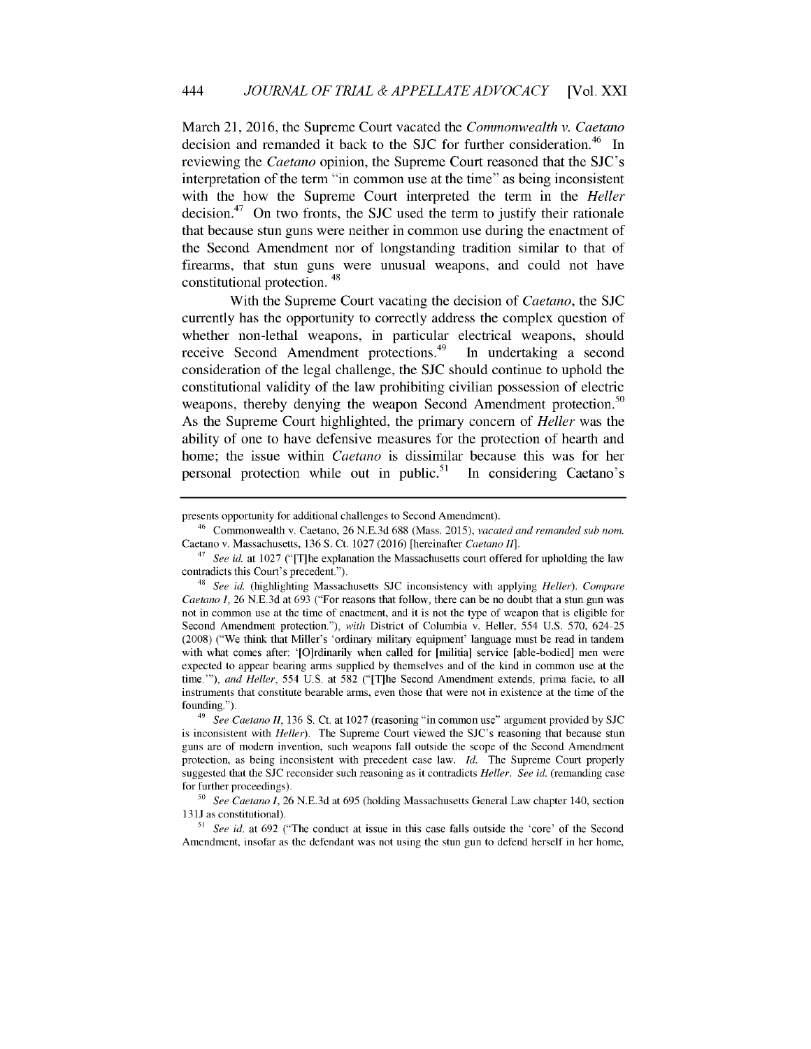March 21, 2016, the Supreme Court vacated the *Commonwealth v. Caetano* decision and remanded it back to the SJC for further consideration.[46] In reviewing the *Caetano* opinion, the Supreme Court reasoned that the SJC's interpretation of the term "in common use at the time" as being inconsistent with the how the Supreme Court interpreted the term in the *Heller* decision.[47] On two fronts, the SJC used the term to justify their rationale that because stun guns were neither in common use during the enactment of the Second Amendment nor of longstanding tradition similar to that of firearms, that stun guns were unusual weapons, and could not have constitutional protection.[48]

With the Supreme Court vacating the decision of *Caetano*, the SJC currently has the opportunity to correctly address the complex question of whether non-lethal weapons, in particular electrical weapons, should receive Second Amendment protections.[49] In undertaking a second consideration of the legal challenge, the SJC should continue to uphold the constitutional validity of the law prohibiting civilian possession of electric weapons, thereby denying the weapon Second Amendment protection.[50] As the Supreme Court highlighted, the primary concern of *Heller* was the ability of one to have defensive measures for the protection of hearth and home; the issue within *Caetano* is dissimilar because this was for her personal protection while out in public.[51] In considering Caetano's

---

presents opportunity for additional challenges to Second Amendment).

[46] Commonwealth v. Caetano, 26 N.E.3d 688 (Mass. 2015), *vacated and remanded sub nom.* Caetano v. Massachusetts, 136 S. Ct. 1027 (2016) [hereinafter *Caetano II*].

[47] *See id.* at 1027 ("[T]he explanation the Massachusetts court offered for upholding the law contradicts this Court's precedent.").

[48] *See id.* (highlighting Massachusetts SJC inconsistency with applying *Heller*). *Compare Caetano I*, 26 N.E.3d at 693 ("For reasons that follow, there can be no doubt that a stun gun was not in common use at the time of enactment, and it is not the type of weapon that is eligible for Second Amendment protection."), *with* District of Columbia v. Heller, 554 U.S. 570, 624-25 (2008) ("We think that Miller's 'ordinary military equipment' language must be read in tandem with what comes after: '[O]rdinarily when called for [militia] service [able-bodied] men were expected to appear bearing arms supplied by themselves and of the kind in common use at the time.'"), *and Heller*, 554 U.S. at 582 ("[T]he Second Amendment extends, prima facie, to all instruments that constitute bearable arms, even those that were not in existence at the time of the founding.").

[49] *See Caetano II*, 136 S. Ct. at 1027 (reasoning "in common use" argument provided by SJC is inconsistent with *Heller*). The Supreme Court viewed the SJC's reasoning that because stun guns are of modern invention, such weapons fall outside the scope of the Second Amendment protection, as being inconsistent with precedent case law. *Id.* The Supreme Court properly suggested that the SJC reconsider such reasoning as it contradicts *Heller*. *See id.* (remanding case for further proceedings).

[50] *See Caetano I*, 26 N.E.3d at 695 (holding Massachusetts General Law chapter 140, section 131J as constitutional).

[51] *See id.* at 692 ("The conduct at issue in this case falls outside the 'core' of the Second Amendment, insofar as the defendant was not using the stun gun to defend herself in her home,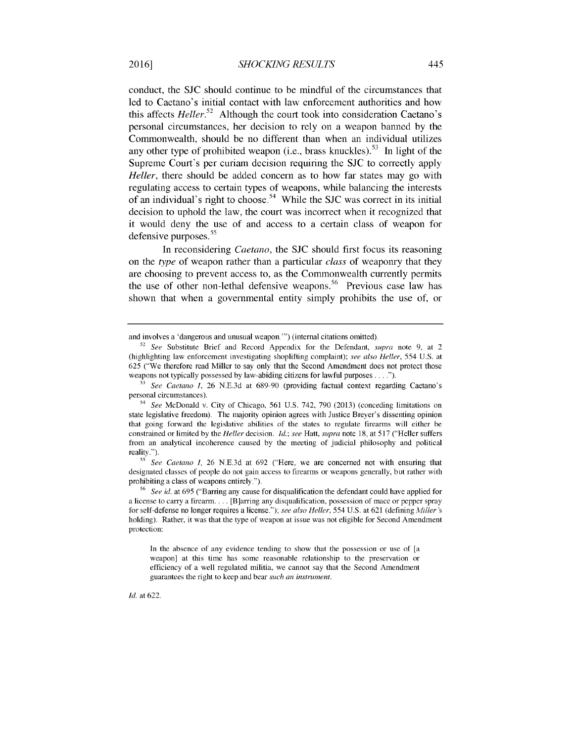conduct, the SJC should continue to be mindful of the circumstances that led to Caetano's initial contact with law enforcement authorities and how this affects *Heller*.[52] Although the court took into consideration Caetano's personal circumstances, her decision to rely on a weapon banned by the Commonwealth, should be no different than when an individual utilizes any other type of prohibited weapon (i.e., brass knuckles).[53] In light of the Supreme Court's per curiam decision requiring the SJC to correctly apply *Heller*, there should be added concern as to how far states may go with regulating access to certain types of weapons, while balancing the interests of an individual's right to choose.[54] While the SJC was correct in its initial decision to uphold the law, the court was incorrect when it recognized that it would deny the use of and access to a certain class of weapon for defensive purposes.[55]

In reconsidering *Caetano*, the SJC should first focus its reasoning on the *type* of weapon rather than a particular *class* of weaponry that they are choosing to prevent access to, as the Commonwealth currently permits the use of other non-lethal defensive weapons.[56] Previous case law has shown that when a governmental entity simply prohibits the use of, or

---

and involves a 'dangerous and unusual weapon.'") (internal citations omitted).

[52] *See* Substitute Brief and Record Appendix for the Defendant, *supra* note 9, at 2 (highlighting law enforcement investigating shoplifting complaint); *see also Heller*, 554 U.S. at 625 ("We therefore read Miller to say only that the Second Amendment does not protect those weapons not typically possessed by law-abiding citizens for lawful purposes . . . .").

[53] *See Caetano I*, 26 N.E.3d at 689-90 (providing factual context regarding Caetano's personal circumstances).

[54] *See* McDonald v. City of Chicago, 561 U.S. 742, 790 (2013) (conceding limitations on state legislative freedom). The majority opinion agrees with Justice Breyer's dissenting opinion that going forward the legislative abilities of the states to regulate firearms will either be constrained or limited by the *Heller* decision. *Id.*; *see* Hatt, *supra* note 18, at 517 ("Heller suffers from an analytical incoherence caused by the meeting of judicial philosophy and political reality.").

[55] *See Caetano I*, 26 N.E.3d at 692 ("Here, we are concerned not with ensuring that designated classes of people do not gain access to firearms or weapons generally, but rather with prohibiting a class of weapons entirely.").

[56] *See id.* at 695 ("Barring any cause for disqualification the defendant could have applied for a license to carry a firearm. . . . [B]arring any disqualification, possession of mace or pepper spray for self-defense no longer requires a license."); *see also Heller*, 554 U.S. at 621 (defining *Miller's* holding). Rather, it was that the type of weapon at issue was not eligible for Second Amendment protection:

> In the absence of any evidence tending to show that the possession or use of [a weapon] at this time has some reasonable relationship to the preservation or efficiency of a well regulated militia, we cannot say that the Second Amendment guarantees the right to keep and bear *such an instrument*.

*Id.* at 622.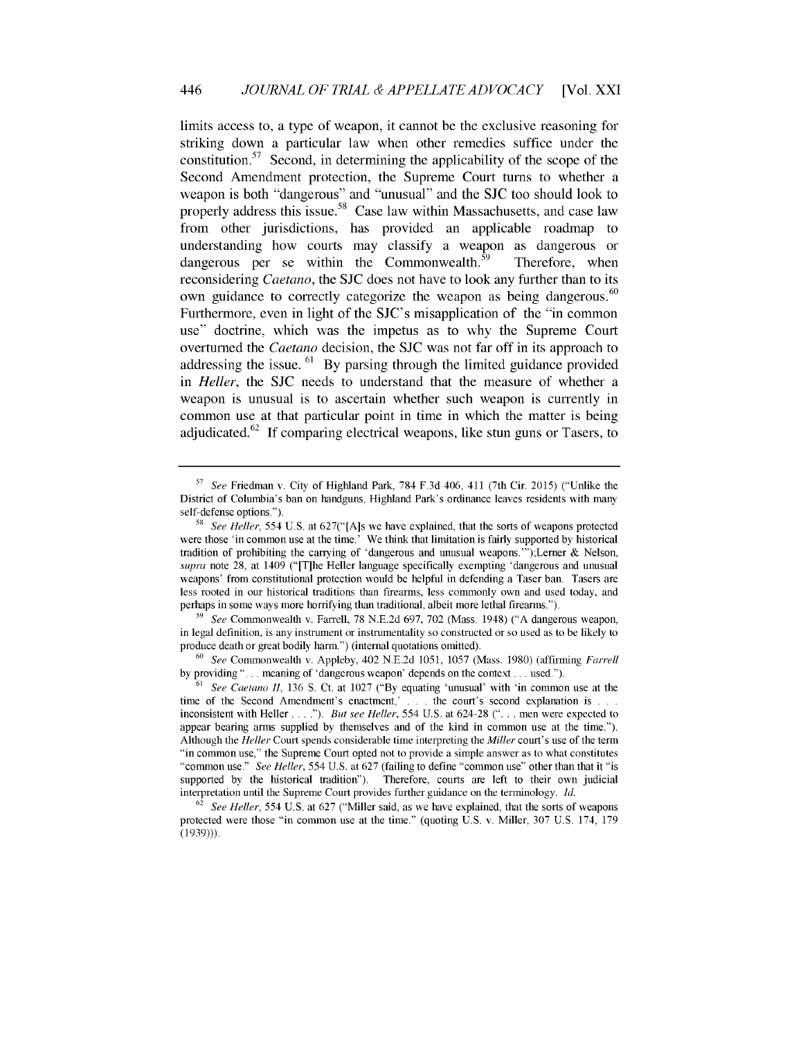limits access to, a type of weapon, it cannot be the exclusive reasoning for striking down a particular law when other remedies suffice under the constitution.[57] Second, in determining the applicability of the scope of the Second Amendment protection, the Supreme Court turns to whether a weapon is both "dangerous" and "unusual" and the SJC too should look to properly address this issue.[58] Case law within Massachusetts, and case law from other jurisdictions, has provided an applicable roadmap to understanding how courts may classify a weapon as dangerous or dangerous per se within the Commonwealth.[59] Therefore, when reconsidering *Caetano*, the SJC does not have to look any further than to its own guidance to correctly categorize the weapon as being dangerous.[60] Furthermore, even in light of the SJC's misapplication of the "in common use" doctrine, which was the impetus as to why the Supreme Court overturned the *Caetano* decision, the SJC was not far off in its approach to addressing the issue.[61] By parsing through the limited guidance provided in *Heller*, the SJC needs to understand that the measure of whether a weapon is unusual is to ascertain whether such weapon is currently in common use at that particular point in time in which the matter is being adjudicated.[62] If comparing electrical weapons, like stun guns or Tasers, to

---

[57] *See* Friedman v. City of Highland Park, 784 F.3d 406, 411 (7th Cir. 2015) ("Unlike the District of Columbia's ban on handguns, Highland Park's ordinance leaves residents with many self-defense options.").

[58] *See Heller*, 554 U.S. at 627("[A]s we have explained, that the sorts of weapons protected were those 'in common use at the time.' We think that limitation is fairly supported by historical tradition of prohibiting the carrying of 'dangerous and unusual weapons.'");Lerner & Nelson, *supra* note 28, at 1409 ("[T]he Heller language specifically exempting 'dangerous and unusual weapons' from constitutional protection would be helpful in defending a Taser ban. Tasers are less rooted in our historical traditions than firearms, less commonly own and used today, and perhaps in some ways more horrifying than traditional, albeit more lethal firearms.").

[59] *See* Commonwealth v. Farrell, 78 N.E.2d 697, 702 (Mass. 1948) ("A dangerous weapon, in legal definition, is any instrument or instrumentality so constructed or so used as to be likely to produce death or great bodily harm.") (internal quotations omitted).

[60] *See* Commonwealth v. Appleby, 402 N.E.2d 1051, 1057 (Mass. 1980) (affirming *Farrell* by providing ". . . meaning of 'dangerous weapon' depends on the context . . . used.").

[61] *See Caetano II*, 136 S. Ct. at 1027 ("By equating 'unusual' with 'in common use at the time of the Second Amendment's enactment,' . . . the court's second explanation is . . . inconsistent with Heller . . . ."). *But see Heller*, 554 U.S. at 624-28 (". . . men were expected to appear bearing arms supplied by themselves and of the kind in common use at the time."). Although the *Heller* Court spends considerable time interpreting the *Miller* court's use of the term "in common use," the Supreme Court opted not to provide a simple answer as to what constitutes "common use." *See Heller*, 554 U.S. at 627 (failing to define "common use" other than that it "is supported by the historical tradition"). Therefore, courts are left to their own judicial interpretation until the Supreme Court provides further guidance on the terminology. *Id.*

[62] *See Heller*, 554 U.S. at 627 ("Miller said, as we have explained, that the sorts of weapons protected were those "in common use at the time." (quoting U.S. v. Miller, 307 U.S. 174, 179 (1939))).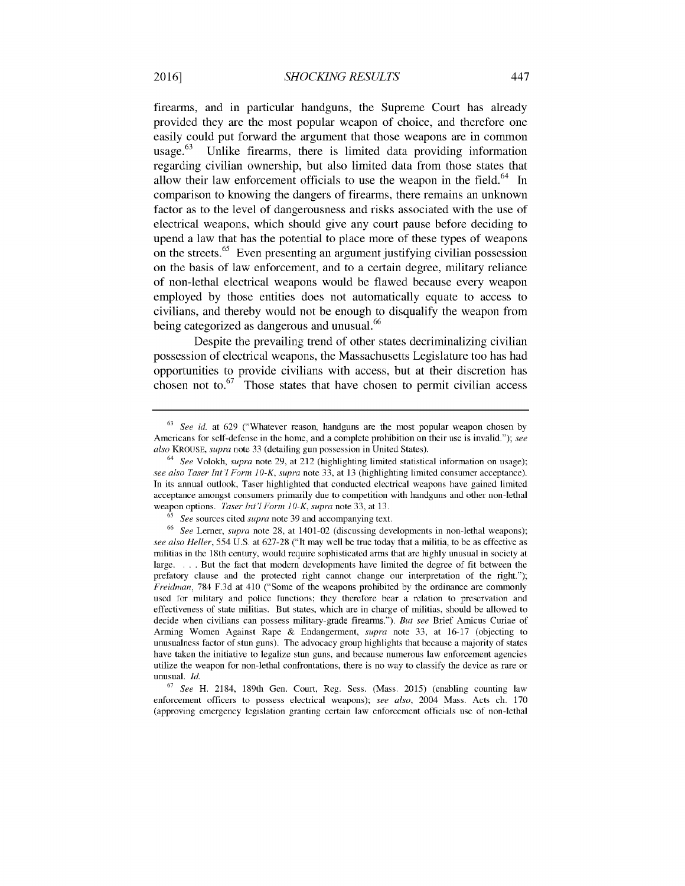firearms, and in particular handguns, the Supreme Court has already provided they are the most popular weapon of choice, and therefore one easily could put forward the argument that those weapons are in common usage.[63] Unlike firearms, there is limited data providing information regarding civilian ownership, but also limited data from those states that allow their law enforcement officials to use the weapon in the field.[64] In comparison to knowing the dangers of firearms, there remains an unknown factor as to the level of dangerousness and risks associated with the use of electrical weapons, which should give any court pause before deciding to upend a law that has the potential to place more of these types of weapons on the streets.[65] Even presenting an argument justifying civilian possession on the basis of law enforcement, and to a certain degree, military reliance of non-lethal electrical weapons would be flawed because every weapon employed by those entities does not automatically equate to access to civilians, and thereby would not be enough to disqualify the weapon from being categorized as dangerous and unusual.[66]

Despite the prevailing trend of other states decriminalizing civilian possession of electrical weapons, the Massachusetts Legislature too has had opportunities to provide civilians with access, but at their discretion has chosen not to.[67] Those states that have chosen to permit civilian access

---

[63] *See id.* at 629 ("Whatever reason, handguns are the most popular weapon chosen by Americans for self-defense in the home, and a complete prohibition on their use is invalid."); *see also* KROUSE, *supra* note 33 (detailing gun possession in United States).

[64] *See* Volokh, *supra* note 29, at 212 (highlighting limited statistical information on usage); *see also Taser Int'l Form 10-K*, *supra* note 33, at 13 (highlighting limited consumer acceptance). In its annual outlook, Taser highlighted that conducted electrical weapons have gained limited acceptance amongst consumers primarily due to competition with handguns and other non-lethal weapon options. *Taser Int'l Form 10-K*, *supra* note 33, at 13.

[65] *See* sources cited *supra* note 39 and accompanying text.

[66] *See* Lerner, *supra* note 28, at 1401-02 (discussing developments in non-lethal weapons); *see also Heller*, 554 U.S. at 627-28 ("It may well be true today that a militia, to be as effective as militias in the 18th century, would require sophisticated arms that are highly unusual in society at large. . . . But the fact that modern developments have limited the degree of fit between the prefatory clause and the protected right cannot change our interpretation of the right."); *Freidman*, 784 F.3d at 410 ("Some of the weapons prohibited by the ordinance are commonly used for military and police functions; they therefore bear a relation to preservation and effectiveness of state militias. But states, which are in charge of militias, should be allowed to decide when civilians can possess military-grade firearms."). *But see* Brief Amicus Curiae of Arming Women Against Rape & Endangerment, *supra* note 33, at 16-17 (objecting to unusualness factor of stun guns). The advocacy group highlights that because a majority of states have taken the initiative to legalize stun guns, and because numerous law enforcement agencies utilize the weapon for non-lethal confrontations, there is no way to classify the device as rare or unusual. *Id.*

[67] *See* H. 2184, 189th Gen. Court, Reg. Sess. (Mass. 2015) (enabling counting law enforcement officers to possess electrical weapons); *see also*, 2004 Mass. Acts ch. 170 (approving emergency legislation granting certain law enforcement officials use of non-lethal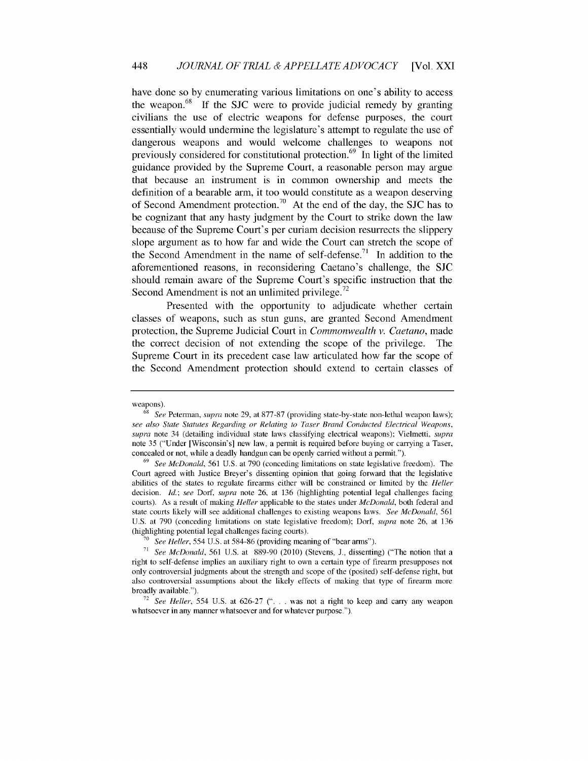have done so by enumerating various limitations on one's ability to access the weapon.[68] If the SJC were to provide judicial remedy by granting civilians the use of electric weapons for defense purposes, the court essentially would undermine the legislature's attempt to regulate the use of dangerous weapons and would welcome challenges to weapons not previously considered for constitutional protection.[69] In light of the limited guidance provided by the Supreme Court, a reasonable person may argue that because an instrument is in common ownership and meets the definition of a bearable arm, it too would constitute as a weapon deserving of Second Amendment protection.[70] At the end of the day, the SJC has to be cognizant that any hasty judgment by the Court to strike down the law because of the Supreme Court's per curiam decision resurrects the slippery slope argument as to how far and wide the Court can stretch the scope of the Second Amendment in the name of self-defense.[71] In addition to the aforementioned reasons, in reconsidering Caetano's challenge, the SJC should remain aware of the Supreme Court's specific instruction that the Second Amendment is not an unlimited privilege.[72]

Presented with the opportunity to adjudicate whether certain classes of weapons, such as stun guns, are granted Second Amendment protection, the Supreme Judicial Court in *Commonwealth v. Caetano*, made the correct decision of not extending the scope of the privilege. The Supreme Court in its precedent case law articulated how far the scope of the Second Amendment protection should extend to certain classes of

---

weapons).

[68] *See* Peterman, *supra* note 29, at 877-87 (providing state-by-state non-lethal weapon laws); *see also State Statutes Regarding or Relating to Taser Brand Conducted Electrical Weapons*, *supra* note 34 (detailing individual state laws classifying electrical weapons); Vielmetti, *supra* note 35 ("Under [Wisconsin's] new law, a permit is required before buying or carrying a Taser, concealed or not, while a deadly handgun can be openly carried without a permit.").

[69] *See McDonald*, 561 U.S. at 790 (conceding limitations on state legislative freedom). The Court agreed with Justice Breyer's dissenting opinion that going forward that the legislative abilities of the states to regulate firearms either will be constrained or limited by the *Heller* decision. *Id.*; *see* Dorf, *supra* note 26, at 136 (highlighting potential legal challenges facing courts). As a result of making *Heller* applicable to the states under *McDonald*, both federal and state courts likely will see additional challenges to existing weapons laws. *See McDonald*, 561 U.S. at 790 (conceding limitations on state legislative freedom); Dorf, *supra* note 26, at 136 (highlighting potential legal challenges facing courts).

[70] *See Heller*, 554 U.S. at 584-86 (providing meaning of "bear arms").

[71] *See McDonald*, 561 U.S. at 889-90 (2010) (Stevens, J., dissenting) ("The notion that a right to self-defense implies an auxiliary right to own a certain type of firearm presupposes not only controversial judgments about the strength and scope of the (posited) self-defense right, but also controversial assumptions about the likely effects of making that type of firearm more broadly available.").

[72] *See Heller*, 554 U.S. at 626-27 (". . . was not a right to keep and carry any weapon whatsoever in any manner whatsoever and for whatever purpose.").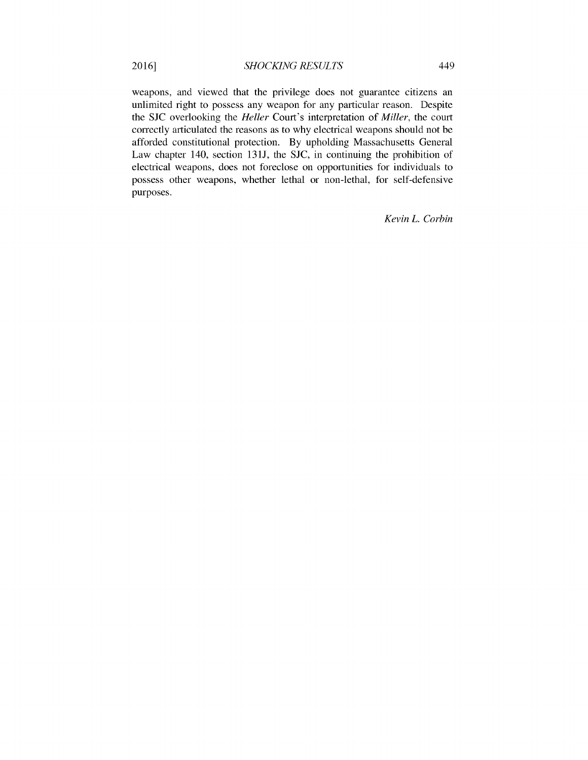weapons, and viewed that the privilege does not guarantee citizens an unlimited right to possess any weapon for any particular reason. Despite the SJC overlooking the *Heller* Court's interpretation of *Miller*, the court correctly articulated the reasons as to why electrical weapons should not be afforded constitutional protection. By upholding Massachusetts General Law chapter 140, section 131J, the SJC, in continuing the prohibition of electrical weapons, does not foreclose on opportunities for individuals to possess other weapons, whether lethal or non-lethal, for self-defensive purposes.

*Kevin L. Corbin*